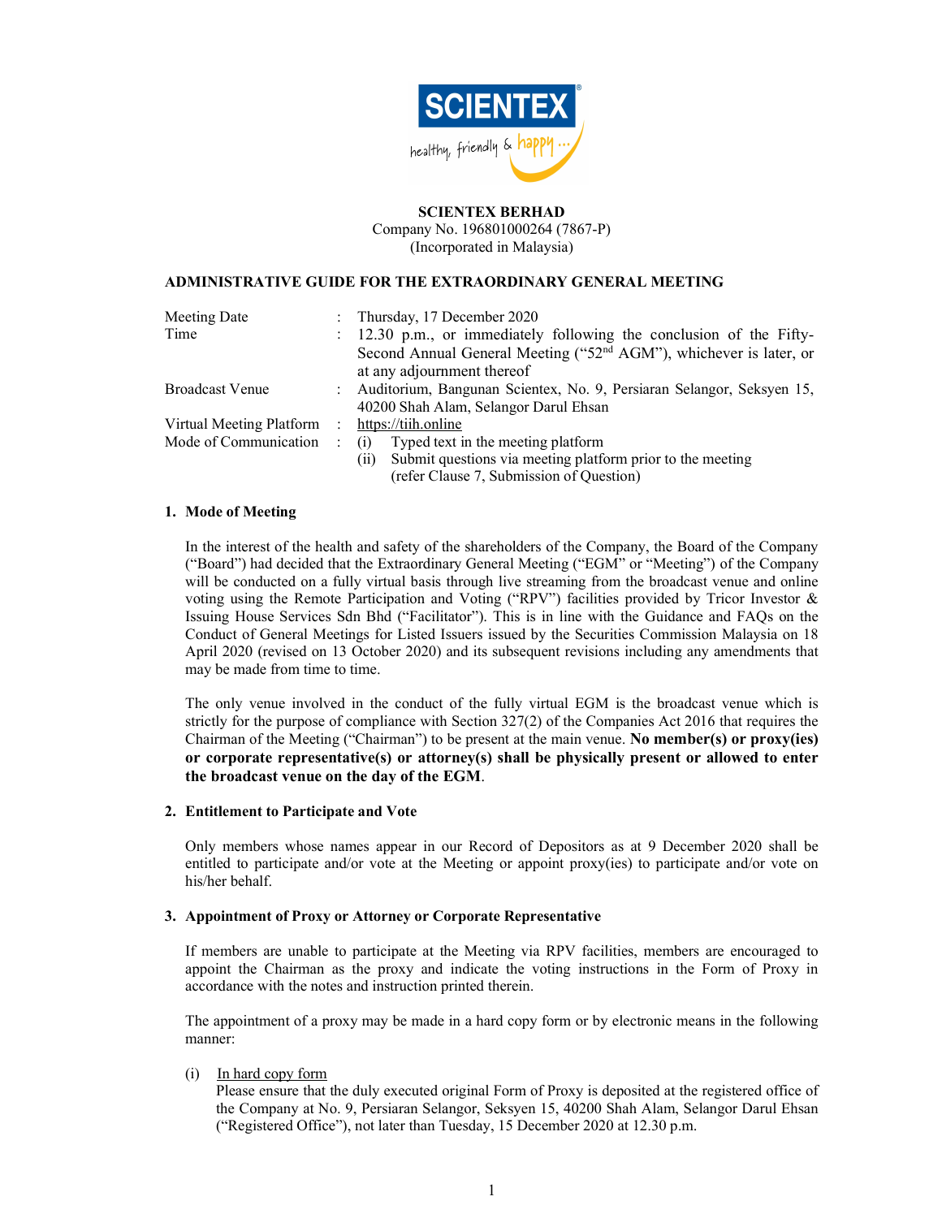**SCIENTEX BERHAD**
Company No. 196801000264 (7867-P)
(Incorporated in Malaysia)

## ADMINISTRATIVE GUIDE FOR THE EXTRAORDINARY GENERAL MEETING

| | | |
|---|---|---|
| Meeting Date | : | Thursday, 17 December 2020 |
| Time | : | 12.30 p.m., or immediately following the conclusion of the Fifty-Second Annual General Meeting ("52nd AGM"), whichever is later, or at any adjournment thereof |
| Broadcast Venue | : | Auditorium, Bangunan Scientex, No. 9, Persiaran Selangor, Seksyen 15, 40200 Shah Alam, Selangor Darul Ehsan |
| Virtual Meeting Platform | : | https://tiih.online |
| Mode of Communication | : | (i) Typed text in the meeting platform<br>(ii) Submit questions via meeting platform prior to the meeting (refer Clause 7, Submission of Question) |

### 1. Mode of Meeting

In the interest of the health and safety of the shareholders of the Company, the Board of the Company ("Board") had decided that the Extraordinary General Meeting ("EGM" or "Meeting") of the Company will be conducted on a fully virtual basis through live streaming from the broadcast venue and online voting using the Remote Participation and Voting ("RPV") facilities provided by Tricor Investor & Issuing House Services Sdn Bhd ("Facilitator"). This is in line with the Guidance and FAQs on the Conduct of General Meetings for Listed Issuers issued by the Securities Commission Malaysia on 18 April 2020 (revised on 13 October 2020) and its subsequent revisions including any amendments that may be made from time to time.

The only venue involved in the conduct of the fully virtual EGM is the broadcast venue which is strictly for the purpose of compliance with Section 327(2) of the Companies Act 2016 that requires the Chairman of the Meeting ("Chairman") to be present at the main venue. **No member(s) or proxy(ies) or corporate representative(s) or attorney(s) shall be physically present or allowed to enter the broadcast venue on the day of the EGM**.

### 2. Entitlement to Participate and Vote

Only members whose names appear in our Record of Depositors as at 9 December 2020 shall be entitled to participate and/or vote at the Meeting or appoint proxy(ies) to participate and/or vote on his/her behalf.

### 3. Appointment of Proxy or Attorney or Corporate Representative

If members are unable to participate at the Meeting via RPV facilities, members are encouraged to appoint the Chairman as the proxy and indicate the voting instructions in the Form of Proxy in accordance with the notes and instruction printed therein.

The appointment of a proxy may be made in a hard copy form or by electronic means in the following manner:

(i) In hard copy form
Please ensure that the duly executed original Form of Proxy is deposited at the registered office of the Company at No. 9, Persiaran Selangor, Seksyen 15, 40200 Shah Alam, Selangor Darul Ehsan ("Registered Office"), not later than Tuesday, 15 December 2020 at 12.30 p.m.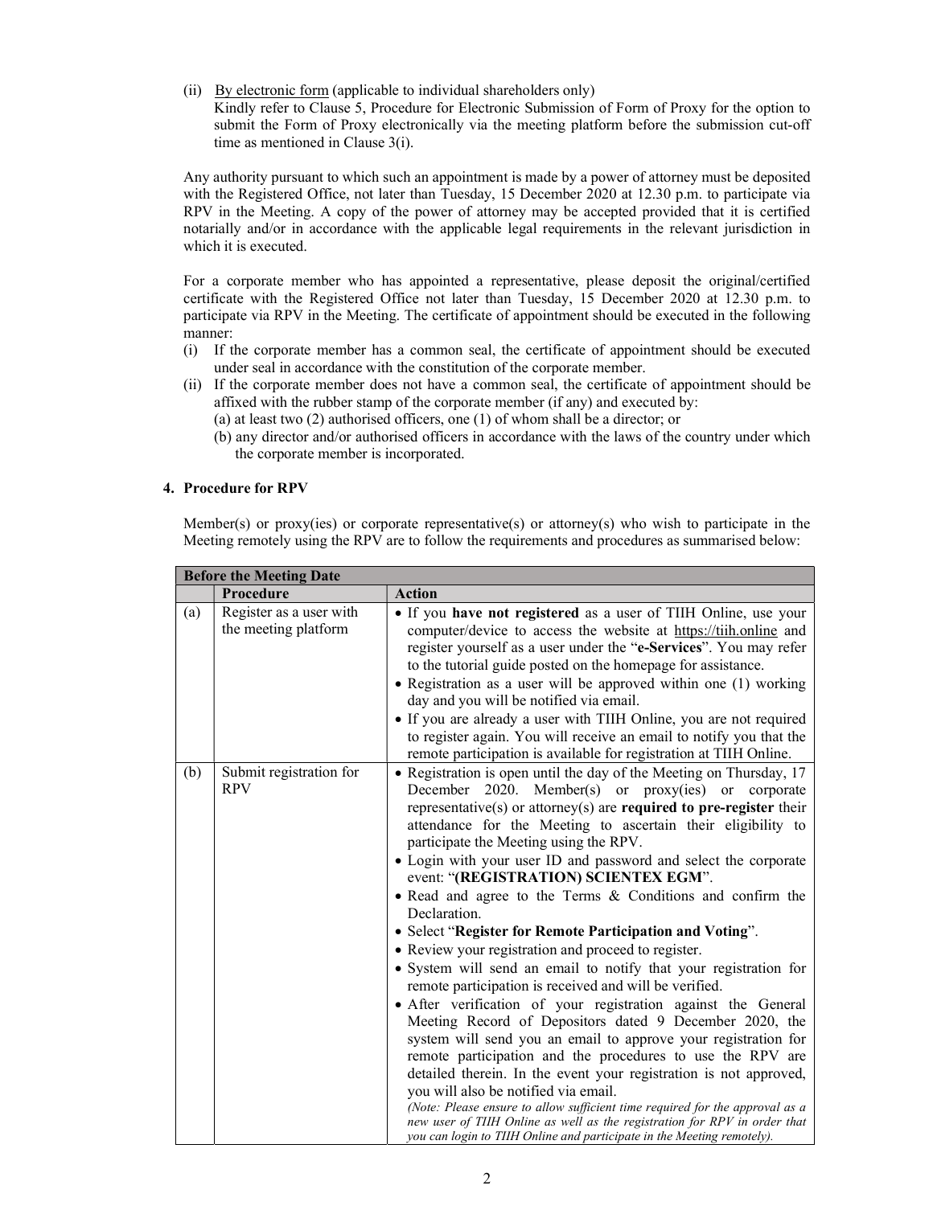(ii) By electronic form (applicable to individual shareholders only)
Kindly refer to Clause 5, Procedure for Electronic Submission of Form of Proxy for the option to submit the Form of Proxy electronically via the meeting platform before the submission cut-off time as mentioned in Clause 3(i).

Any authority pursuant to which such an appointment is made by a power of attorney must be deposited with the Registered Office, not later than Tuesday, 15 December 2020 at 12.30 p.m. to participate via RPV in the Meeting. A copy of the power of attorney may be accepted provided that it is certified notarially and/or in accordance with the applicable legal requirements in the relevant jurisdiction in which it is executed.

For a corporate member who has appointed a representative, please deposit the original/certified certificate with the Registered Office not later than Tuesday, 15 December 2020 at 12.30 p.m. to participate via RPV in the Meeting. The certificate of appointment should be executed in the following manner:

(i) If the corporate member has a common seal, the certificate of appointment should be executed under seal in accordance with the constitution of the corporate member.
(ii) If the corporate member does not have a common seal, the certificate of appointment should be affixed with the rubber stamp of the corporate member (if any) and executed by:
   (a) at least two (2) authorised officers, one (1) of whom shall be a director; or
   (b) any director and/or authorised officers in accordance with the laws of the country under which the corporate member is incorporated.

## 4. Procedure for RPV

Member(s) or proxy(ies) or corporate representative(s) or attorney(s) who wish to participate in the Meeting remotely using the RPV are to follow the requirements and procedures as summarised below:

| **Before the Meeting Date** | | |
|---|---|---|
| | **Procedure** | **Action** |
| (a) | Register as a user with the meeting platform | • If you **have not registered** as a user of TIIH Online, use your computer/device to access the website at https://tiih.online and register yourself as a user under the "**e-Services**". You may refer to the tutorial guide posted on the homepage for assistance.<br>• Registration as a user will be approved within one (1) working day and you will be notified via email.<br>• If you are already a user with TIIH Online, you are not required to register again. You will receive an email to notify you that the remote participation is available for registration at TIIH Online. |
| (b) | Submit registration for RPV | • Registration is open until the day of the Meeting on Thursday, 17 December 2020. Member(s) or proxy(ies) or corporate representative(s) or attorney(s) are **required to pre-register** their attendance for the Meeting to ascertain their eligibility to participate the Meeting using the RPV.<br>• Login with your user ID and password and select the corporate event: "**(REGISTRATION) SCIENTEX EGM**".<br>• Read and agree to the Terms & Conditions and confirm the Declaration.<br>• Select "**Register for Remote Participation and Voting**".<br>• Review your registration and proceed to register.<br>• System will send an email to notify that your registration for remote participation is received and will be verified.<br>• After verification of your registration against the General Meeting Record of Depositors dated 9 December 2020, the system will send you an email to approve your registration for remote participation and the procedures to use the RPV are detailed therein. In the event your registration is not approved, you will also be notified via email.<br>*(Note: Please ensure to allow sufficient time required for the approval as a new user of TIIH Online as well as the registration for RPV in order that you can login to TIIH Online and participate in the Meeting remotely).* |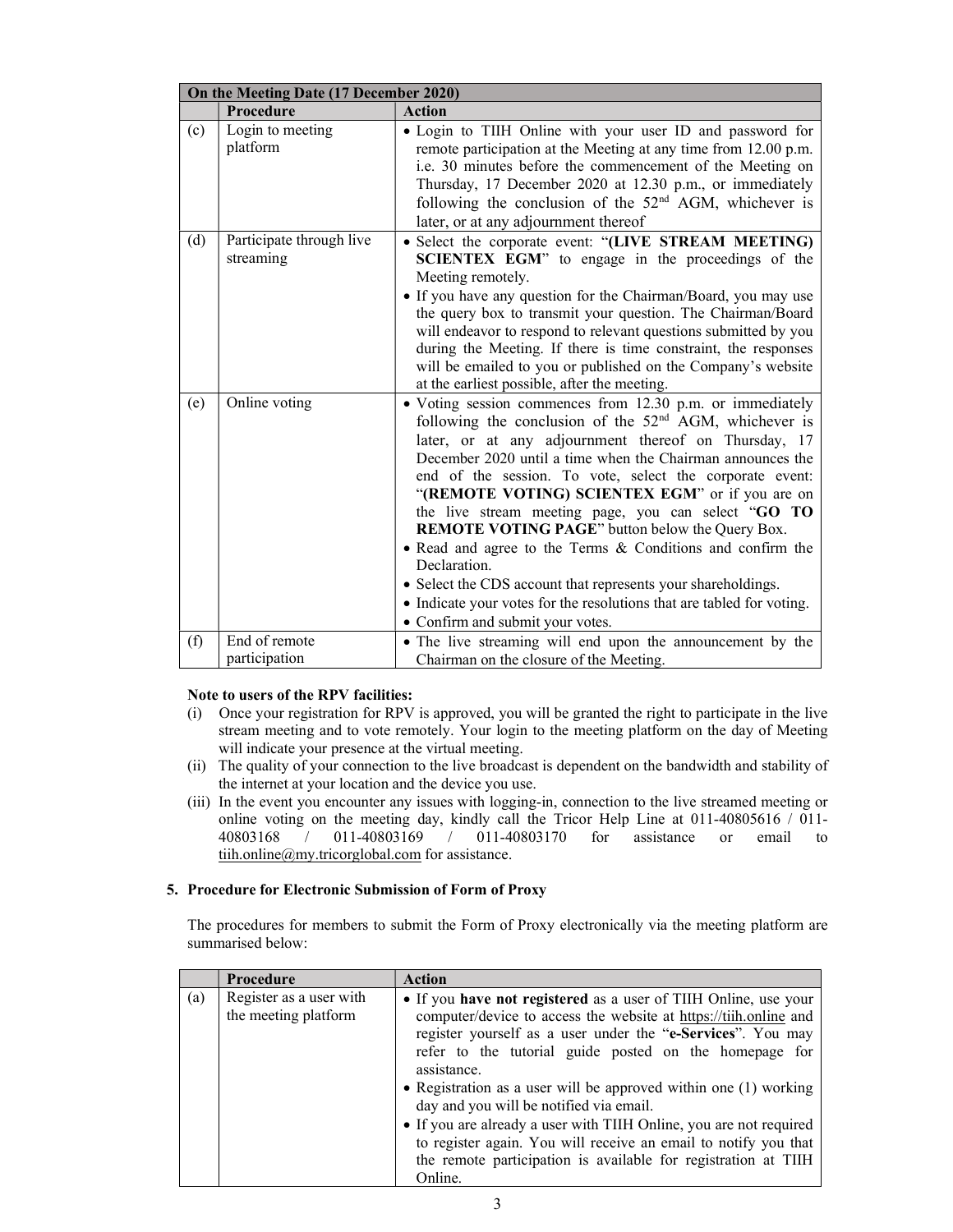| On the Meeting Date (17 December 2020) | | |
|---|---|---|
| | **Procedure** | **Action** |
| (c) | Login to meeting platform | • Login to TIIH Online with your user ID and password for remote participation at the Meeting at any time from 12.00 p.m. i.e. 30 minutes before the commencement of the Meeting on Thursday, 17 December 2020 at 12.30 p.m., or immediately following the conclusion of the 52nd AGM, whichever is later, or at any adjournment thereof |
| (d) | Participate through live streaming | • Select the corporate event: "**(LIVE STREAM MEETING) SCIENTEX EGM**" to engage in the proceedings of the Meeting remotely.<br>• If you have any question for the Chairman/Board, you may use the query box to transmit your question. The Chairman/Board will endeavor to respond to relevant questions submitted by you during the Meeting. If there is time constraint, the responses will be emailed to you or published on the Company's website at the earliest possible, after the meeting. |
| (e) | Online voting | • Voting session commences from 12.30 p.m. or immediately following the conclusion of the 52nd AGM, whichever is later, or at any adjournment thereof on Thursday, 17 December 2020 until a time when the Chairman announces the end of the session. To vote, select the corporate event: "**(REMOTE VOTING) SCIENTEX EGM**" or if you are on the live stream meeting page, you can select "**GO TO REMOTE VOTING PAGE**" button below the Query Box.<br>• Read and agree to the Terms & Conditions and confirm the Declaration.<br>• Select the CDS account that represents your shareholdings.<br>• Indicate your votes for the resolutions that are tabled for voting.<br>• Confirm and submit your votes. |
| (f) | End of remote participation | • The live streaming will end upon the announcement by the Chairman on the closure of the Meeting. |

**Note to users of the RPV facilities:**

(i) Once your registration for RPV is approved, you will be granted the right to participate in the live stream meeting and to vote remotely. Your login to the meeting platform on the day of Meeting will indicate your presence at the virtual meeting.

(ii) The quality of your connection to the live broadcast is dependent on the bandwidth and stability of the internet at your location and the device you use.

(iii) In the event you encounter any issues with logging-in, connection to the live streamed meeting or online voting on the meeting day, kindly call the Tricor Help Line at 011-40805616 / 011-40803168 / 011-40803169 / 011-40803170 for assistance or email to tiih.online@my.tricorglobal.com for assistance.

## 5. Procedure for Electronic Submission of Form of Proxy

The procedures for members to submit the Form of Proxy electronically via the meeting platform are summarised below:

| | **Procedure** | **Action** |
|---|---|---|
| (a) | Register as a user with the meeting platform | • If you **have not registered** as a user of TIIH Online, use your computer/device to access the website at https://tiih.online and register yourself as a user under the "**e-Services**". You may refer to the tutorial guide posted on the homepage for assistance.<br>• Registration as a user will be approved within one (1) working day and you will be notified via email.<br>• If you are already a user with TIIH Online, you are not required to register again. You will receive an email to notify you that the remote participation is available for registration at TIIH Online. |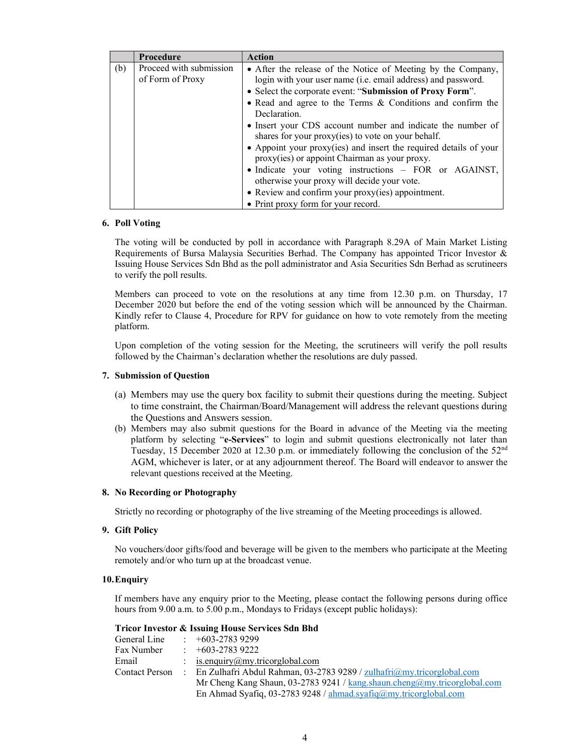| | Procedure | Action |
|---|---|---|
| (b) | Proceed with submission of Form of Proxy | • After the release of the Notice of Meeting by the Company, login with your user name (i.e. email address) and password.<br>• Select the corporate event: "**Submission of Proxy Form**".<br>• Read and agree to the Terms & Conditions and confirm the Declaration.<br>• Insert your CDS account number and indicate the number of shares for your proxy(ies) to vote on your behalf.<br>• Appoint your proxy(ies) and insert the required details of your proxy(ies) or appoint Chairman as your proxy.<br>• Indicate your voting instructions – FOR or AGAINST, otherwise your proxy will decide your vote.<br>• Review and confirm your proxy(ies) appointment.<br>• Print proxy form for your record. |

**6. Poll Voting**

The voting will be conducted by poll in accordance with Paragraph 8.29A of Main Market Listing Requirements of Bursa Malaysia Securities Berhad. The Company has appointed Tricor Investor & Issuing House Services Sdn Bhd as the poll administrator and Asia Securities Sdn Berhad as scrutineers to verify the poll results.

Members can proceed to vote on the resolutions at any time from 12.30 p.m. on Thursday, 17 December 2020 but before the end of the voting session which will be announced by the Chairman. Kindly refer to Clause 4, Procedure for RPV for guidance on how to vote remotely from the meeting platform.

Upon completion of the voting session for the Meeting, the scrutineers will verify the poll results followed by the Chairman's declaration whether the resolutions are duly passed.

**7. Submission of Question**

(a) Members may use the query box facility to submit their questions during the meeting. Subject to time constraint, the Chairman/Board/Management will address the relevant questions during the Questions and Answers session.

(b) Members may also submit questions for the Board in advance of the Meeting via the meeting platform by selecting "**e-Services**" to login and submit questions electronically not later than Tuesday, 15 December 2020 at 12.30 p.m. or immediately following the conclusion of the 52nd AGM, whichever is later, or at any adjournment thereof. The Board will endeavor to answer the relevant questions received at the Meeting.

**8. No Recording or Photography**

Strictly no recording or photography of the live streaming of the Meeting proceedings is allowed.

**9. Gift Policy**

No vouchers/door gifts/food and beverage will be given to the members who participate at the Meeting remotely and/or who turn up at the broadcast venue.

**10. Enquiry**

If members have any enquiry prior to the Meeting, please contact the following persons during office hours from 9.00 a.m. to 5.00 p.m., Mondays to Fridays (except public holidays):

**Tricor Investor & Issuing House Services Sdn Bhd**

| | | |
|---|---|---|
| General Line | : | +603-2783 9299 |
| Fax Number | : | +603-2783 9222 |
| Email | : | is.enquiry@my.tricorglobal.com |
| Contact Person | : | En Zulhafri Abdul Rahman, 03-2783 9289 / zulhafri@my.tricorglobal.com<br>Mr Cheng Kang Shaun, 03-2783 9241 / kang.shaun.cheng@my.tricorglobal.com<br>En Ahmad Syafiq, 03-2783 9248 / ahmad.syafiq@my.tricorglobal.com |